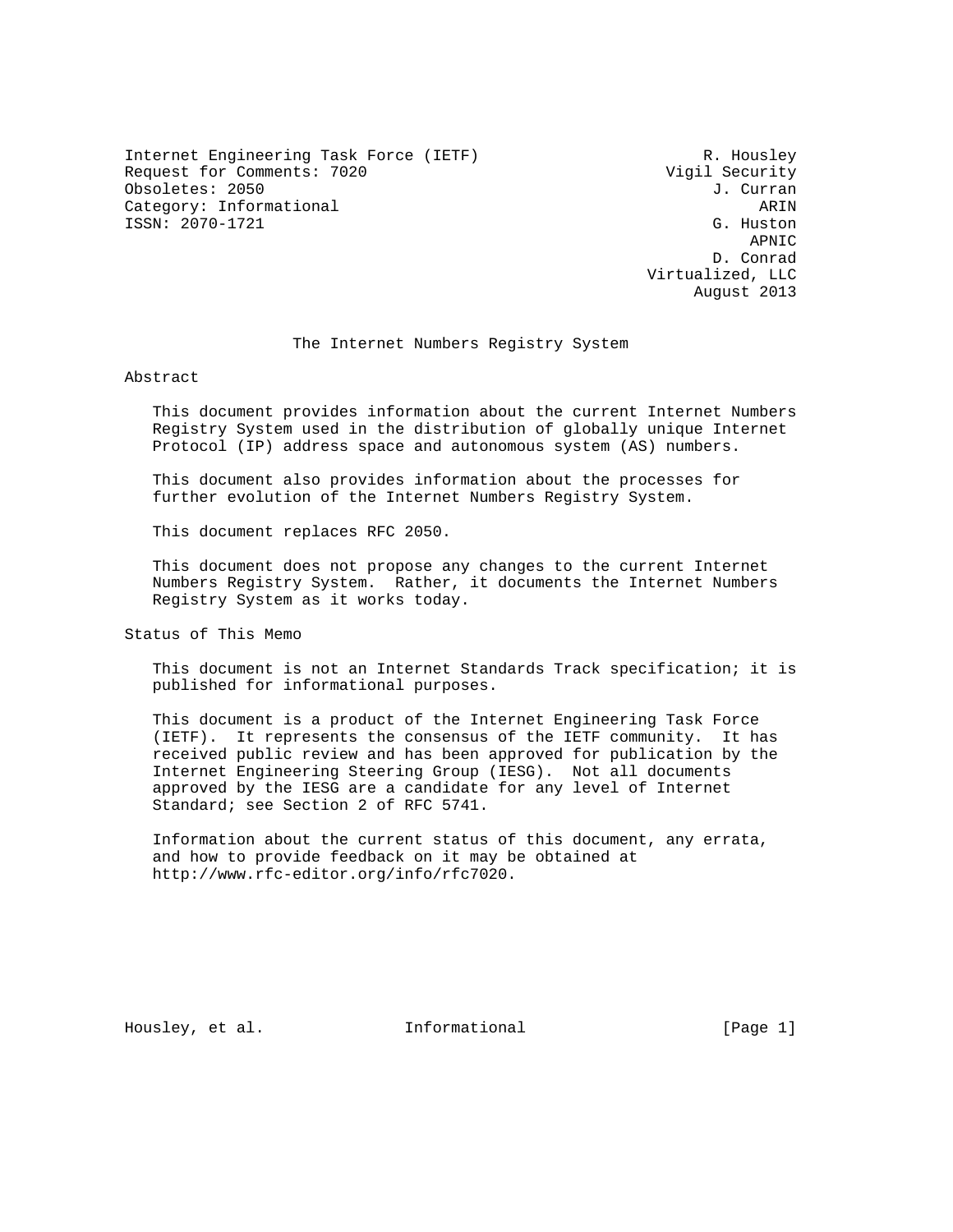Internet Engineering Task Force (IETF) — R. Housley, Vigil Security
Request for Comments: 7020 — J. Curran, ARIN
Obsoletes: 2050 — G. Huston, APNIC
Category: Informational — D. Conrad, Virtualized, LLC
ISSN: 2070-1721 — August 2013

# The Internet Numbers Registry System

## Abstract

This document provides information about the current Internet Numbers Registry System used in the distribution of globally unique Internet Protocol (IP) address space and autonomous system (AS) numbers.

This document also provides information about the processes for further evolution of the Internet Numbers Registry System.

This document replaces RFC 2050.

This document does not propose any changes to the current Internet Numbers Registry System. Rather, it documents the Internet Numbers Registry System as it works today.

## Status of This Memo

This document is not an Internet Standards Track specification; it is published for informational purposes.

This document is a product of the Internet Engineering Task Force (IETF). It represents the consensus of the IETF community. It has received public review and has been approved for publication by the Internet Engineering Steering Group (IESG). Not all documents approved by the IESG are a candidate for any level of Internet Standard; see Section 2 of RFC 5741.

Information about the current status of this document, any errata, and how to provide feedback on it may be obtained at http://www.rfc-editor.org/info/rfc7020.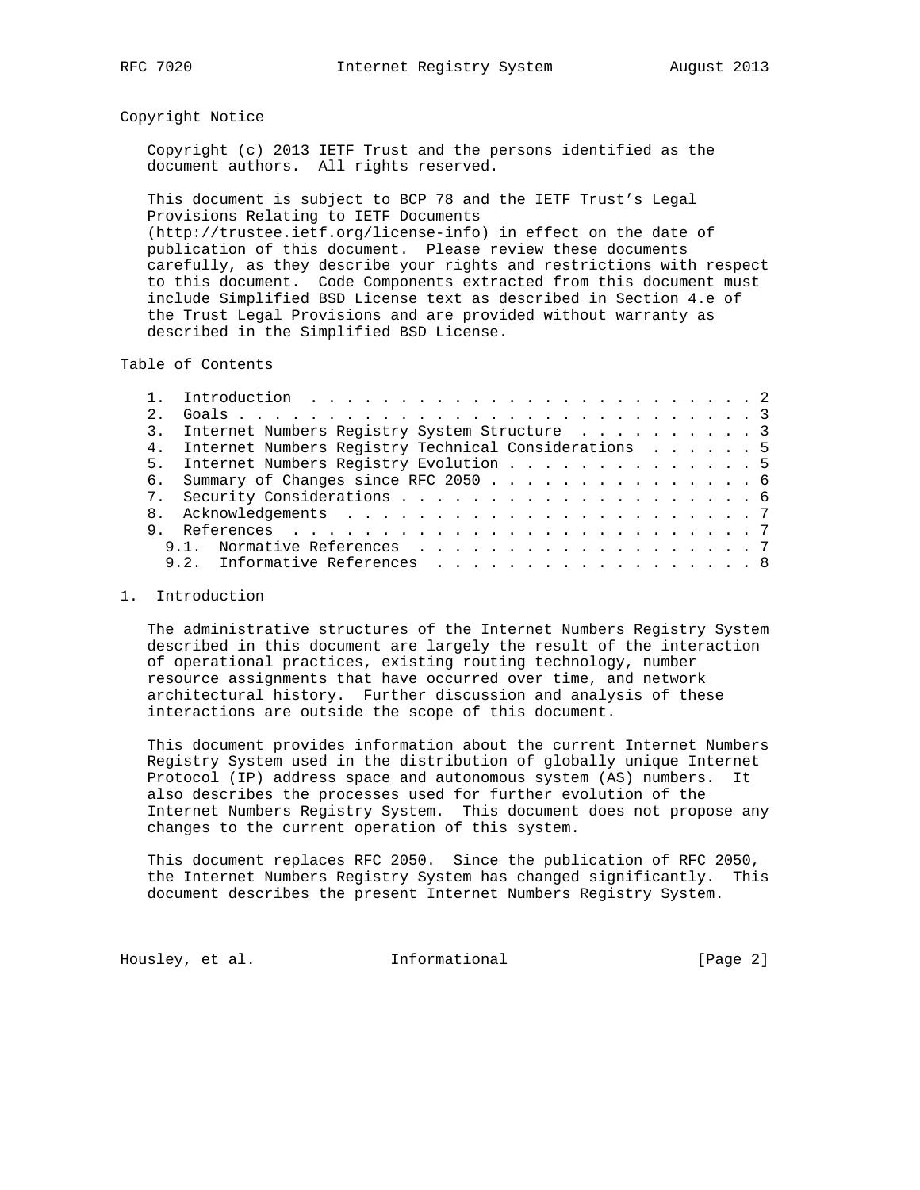## Copyright Notice

Copyright (c) 2013 IETF Trust and the persons identified as the document authors. All rights reserved.

This document is subject to BCP 78 and the IETF Trust's Legal Provisions Relating to IETF Documents (http://trustee.ietf.org/license-info) in effect on the date of publication of this document. Please review these documents carefully, as they describe your rights and restrictions with respect to this document. Code Components extracted from this document must include Simplified BSD License text as described in Section 4.e of the Trust Legal Provisions and are provided without warranty as described in the Simplified BSD License.

## Table of Contents

```
   1.  Introduction . . . . . . . . . . . . . . . . . . . . . . . . . 2
   2.  Goals  . . . . . . . . . . . . . . . . . . . . . . . . . . . . 3
   3.  Internet Numbers Registry System Structure . . . . . . . . . . 3
   4.  Internet Numbers Registry Technical Considerations . . . . . . 5
   5.  Internet Numbers Registry Evolution  . . . . . . . . . . . . . 5
   6.  Summary of Changes since RFC 2050  . . . . . . . . . . . . . . 6
   7.  Security Considerations  . . . . . . . . . . . . . . . . . . . 6
   8.  Acknowledgements . . . . . . . . . . . . . . . . . . . . . . . 7
   9.  References . . . . . . . . . . . . . . . . . . . . . . . . . . 7
     9.1.  Normative References . . . . . . . . . . . . . . . . . . . 7
     9.2.  Informative References . . . . . . . . . . . . . . . . . . 8
```

## 1. Introduction

The administrative structures of the Internet Numbers Registry System described in this document are largely the result of the interaction of operational practices, existing routing technology, number resource assignments that have occurred over time, and network architectural history. Further discussion and analysis of these interactions are outside the scope of this document.

This document provides information about the current Internet Numbers Registry System used in the distribution of globally unique Internet Protocol (IP) address space and autonomous system (AS) numbers. It also describes the processes used for further evolution of the Internet Numbers Registry System. This document does not propose any changes to the current operation of this system.

This document replaces RFC 2050. Since the publication of RFC 2050, the Internet Numbers Registry System has changed significantly. This document describes the present Internet Numbers Registry System.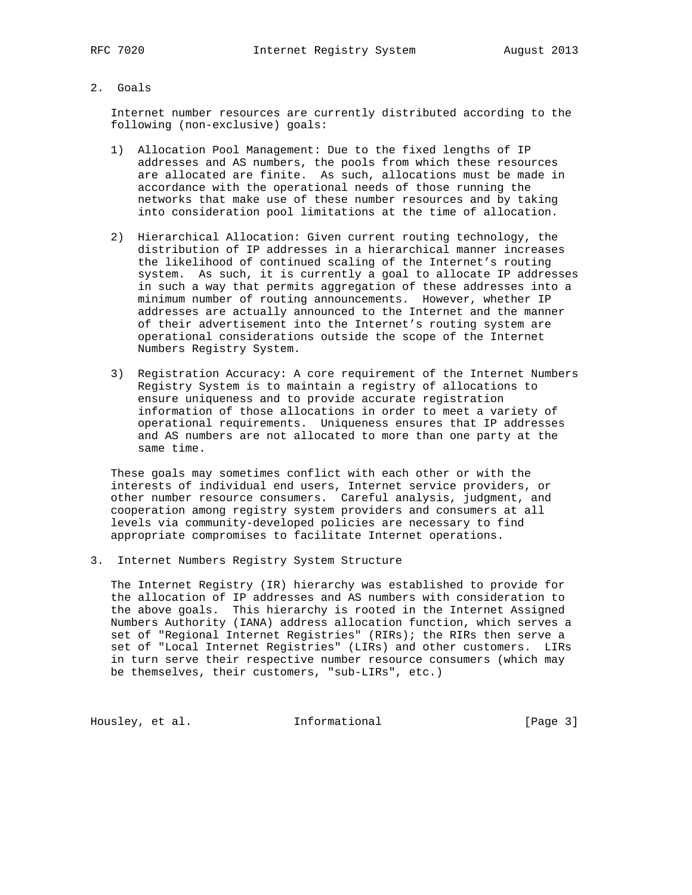## 2. Goals

Internet number resources are currently distributed according to the following (non-exclusive) goals:

1) Allocation Pool Management: Due to the fixed lengths of IP addresses and AS numbers, the pools from which these resources are allocated are finite. As such, allocations must be made in accordance with the operational needs of those running the networks that make use of these number resources and by taking into consideration pool limitations at the time of allocation.

2) Hierarchical Allocation: Given current routing technology, the distribution of IP addresses in a hierarchical manner increases the likelihood of continued scaling of the Internet's routing system. As such, it is currently a goal to allocate IP addresses in such a way that permits aggregation of these addresses into a minimum number of routing announcements. However, whether IP addresses are actually announced to the Internet and the manner of their advertisement into the Internet's routing system are operational considerations outside the scope of the Internet Numbers Registry System.

3) Registration Accuracy: A core requirement of the Internet Numbers Registry System is to maintain a registry of allocations to ensure uniqueness and to provide accurate registration information of those allocations in order to meet a variety of operational requirements. Uniqueness ensures that IP addresses and AS numbers are not allocated to more than one party at the same time.

These goals may sometimes conflict with each other or with the interests of individual end users, Internet service providers, or other number resource consumers. Careful analysis, judgment, and cooperation among registry system providers and consumers at all levels via community-developed policies are necessary to find appropriate compromises to facilitate Internet operations.

## 3. Internet Numbers Registry System Structure

The Internet Registry (IR) hierarchy was established to provide for the allocation of IP addresses and AS numbers with consideration to the above goals. This hierarchy is rooted in the Internet Assigned Numbers Authority (IANA) address allocation function, which serves a set of "Regional Internet Registries" (RIRs); the RIRs then serve a set of "Local Internet Registries" (LIRs) and other customers. LIRs in turn serve their respective number resource consumers (which may be themselves, their customers, "sub-LIRs", etc.)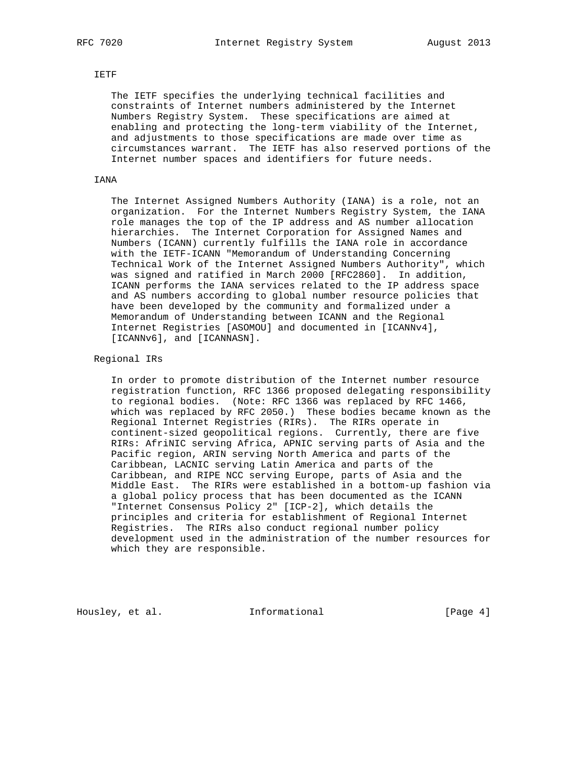### IETF

The IETF specifies the underlying technical facilities and constraints of Internet numbers administered by the Internet Numbers Registry System. These specifications are aimed at enabling and protecting the long-term viability of the Internet, and adjustments to those specifications are made over time as circumstances warrant. The IETF has also reserved portions of the Internet number spaces and identifiers for future needs.

### IANA

The Internet Assigned Numbers Authority (IANA) is a role, not an organization. For the Internet Numbers Registry System, the IANA role manages the top of the IP address and AS number allocation hierarchies. The Internet Corporation for Assigned Names and Numbers (ICANN) currently fulfills the IANA role in accordance with the IETF-ICANN "Memorandum of Understanding Concerning Technical Work of the Internet Assigned Numbers Authority", which was signed and ratified in March 2000 [RFC2860]. In addition, ICANN performs the IANA services related to the IP address space and AS numbers according to global number resource policies that have been developed by the community and formalized under a Memorandum of Understanding between ICANN and the Regional Internet Registries [ASOMOU] and documented in [ICANNv4], [ICANNv6], and [ICANNASN].

### Regional IRs

In order to promote distribution of the Internet number resource registration function, RFC 1366 proposed delegating responsibility to regional bodies. (Note: RFC 1366 was replaced by RFC 1466, which was replaced by RFC 2050.) These bodies became known as the Regional Internet Registries (RIRs). The RIRs operate in continent-sized geopolitical regions. Currently, there are five RIRs: AfriNIC serving Africa, APNIC serving parts of Asia and the Pacific region, ARIN serving North America and parts of the Caribbean, LACNIC serving Latin America and parts of the Caribbean, and RIPE NCC serving Europe, parts of Asia and the Middle East. The RIRs were established in a bottom-up fashion via a global policy process that has been documented as the ICANN "Internet Consensus Policy 2" [ICP-2], which details the principles and criteria for establishment of Regional Internet Registries. The RIRs also conduct regional number policy development used in the administration of the number resources for which they are responsible.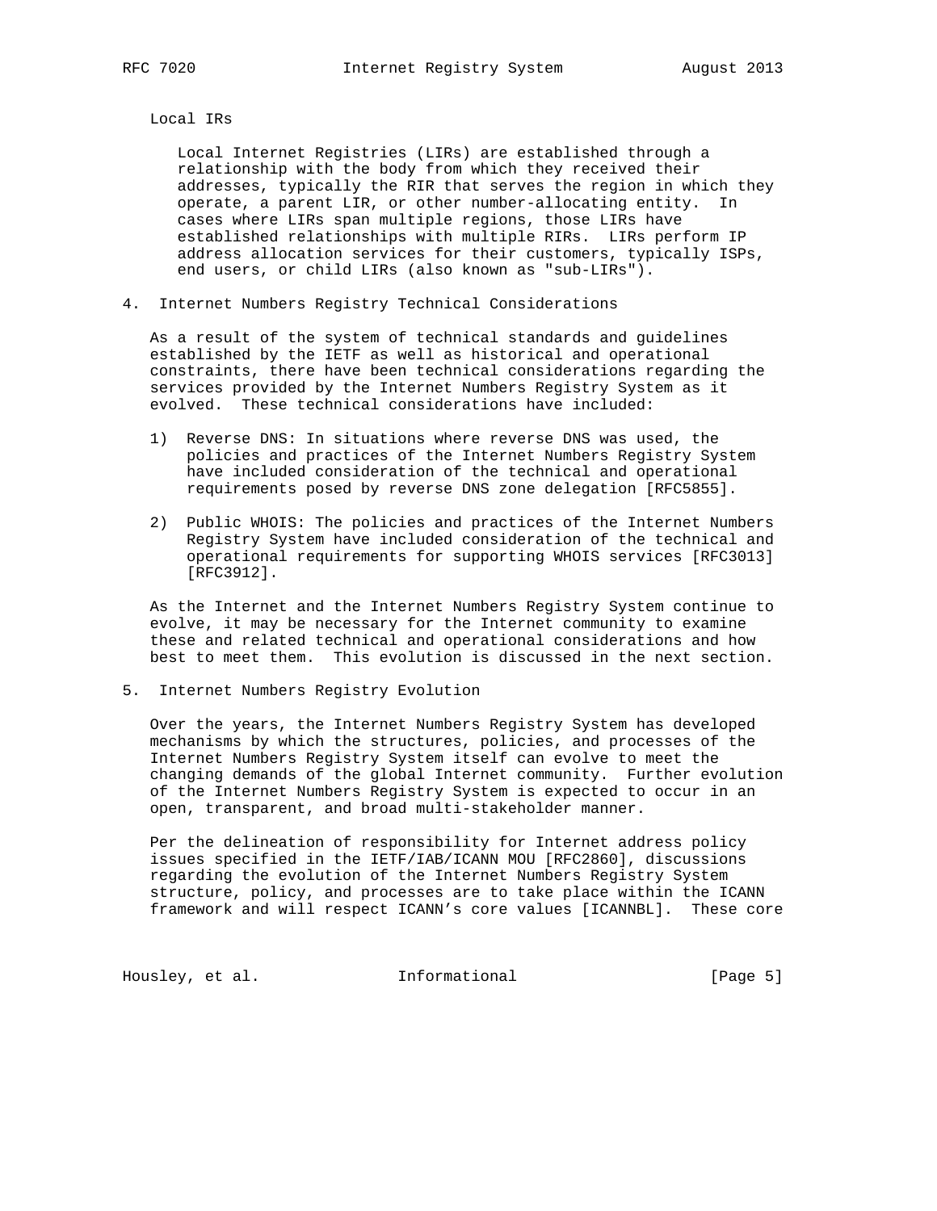### Local IRs

Local Internet Registries (LIRs) are established through a relationship with the body from which they received their addresses, typically the RIR that serves the region in which they operate, a parent LIR, or other number-allocating entity. In cases where LIRs span multiple regions, those LIRs have established relationships with multiple RIRs. LIRs perform IP address allocation services for their customers, typically ISPs, end users, or child LIRs (also known as "sub-LIRs").

## 4. Internet Numbers Registry Technical Considerations

As a result of the system of technical standards and guidelines established by the IETF as well as historical and operational constraints, there have been technical considerations regarding the services provided by the Internet Numbers Registry System as it evolved. These technical considerations have included:

1) Reverse DNS: In situations where reverse DNS was used, the policies and practices of the Internet Numbers Registry System have included consideration of the technical and operational requirements posed by reverse DNS zone delegation [RFC5855].

2) Public WHOIS: The policies and practices of the Internet Numbers Registry System have included consideration of the technical and operational requirements for supporting WHOIS services [RFC3013] [RFC3912].

As the Internet and the Internet Numbers Registry System continue to evolve, it may be necessary for the Internet community to examine these and related technical and operational considerations and how best to meet them. This evolution is discussed in the next section.

## 5. Internet Numbers Registry Evolution

Over the years, the Internet Numbers Registry System has developed mechanisms by which the structures, policies, and processes of the Internet Numbers Registry System itself can evolve to meet the changing demands of the global Internet community. Further evolution of the Internet Numbers Registry System is expected to occur in an open, transparent, and broad multi-stakeholder manner.

Per the delineation of responsibility for Internet address policy issues specified in the IETF/IAB/ICANN MOU [RFC2860], discussions regarding the evolution of the Internet Numbers Registry System structure, policy, and processes are to take place within the ICANN framework and will respect ICANN's core values [ICANNBL]. These core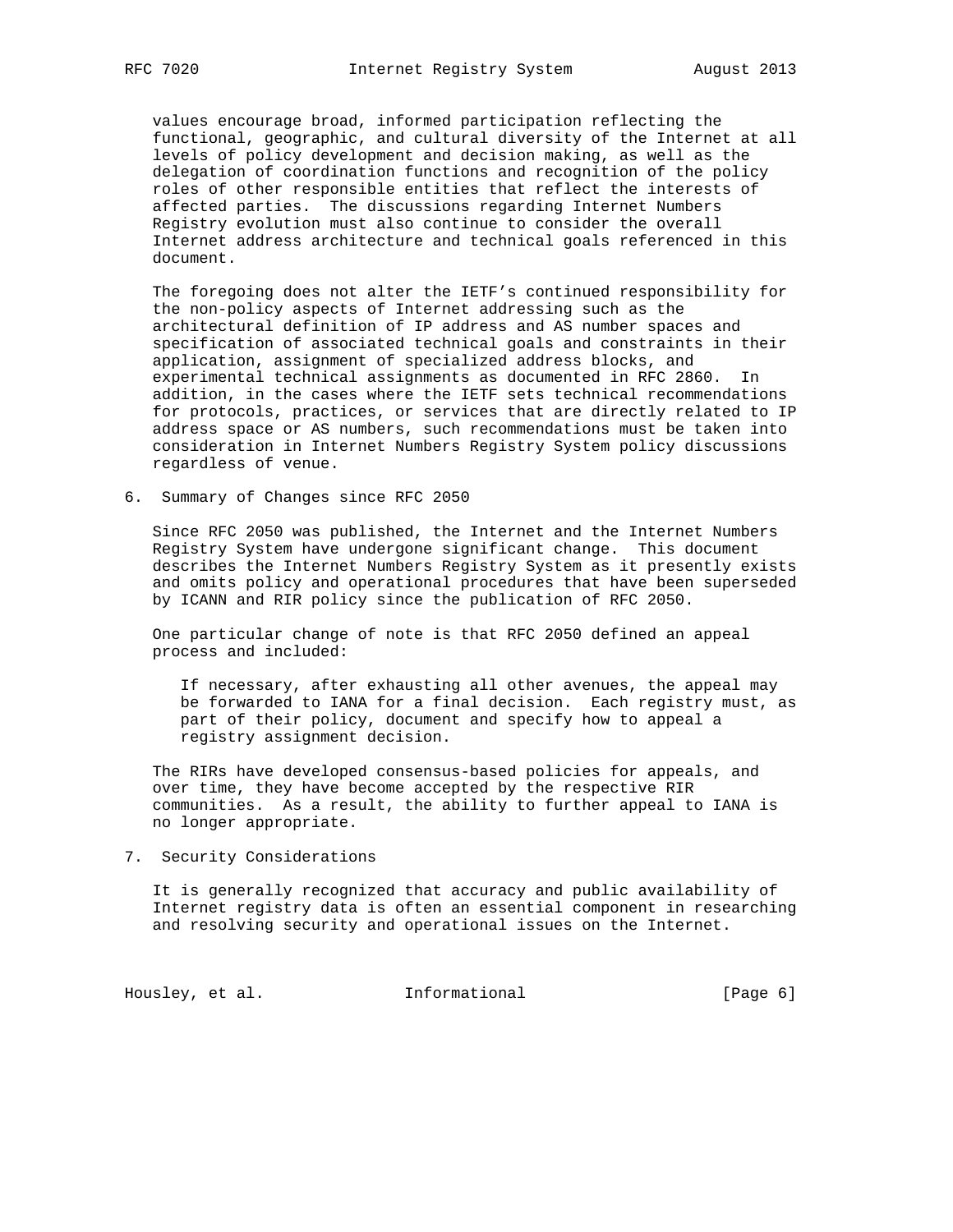values encourage broad, informed participation reflecting the functional, geographic, and cultural diversity of the Internet at all levels of policy development and decision making, as well as the delegation of coordination functions and recognition of the policy roles of other responsible entities that reflect the interests of affected parties. The discussions regarding Internet Numbers Registry evolution must also continue to consider the overall Internet address architecture and technical goals referenced in this document.

The foregoing does not alter the IETF's continued responsibility for the non-policy aspects of Internet addressing such as the architectural definition of IP address and AS number spaces and specification of associated technical goals and constraints in their application, assignment of specialized address blocks, and experimental technical assignments as documented in RFC 2860. In addition, in the cases where the IETF sets technical recommendations for protocols, practices, or services that are directly related to IP address space or AS numbers, such recommendations must be taken into consideration in Internet Numbers Registry System policy discussions regardless of venue.

## 6. Summary of Changes since RFC 2050

Since RFC 2050 was published, the Internet and the Internet Numbers Registry System have undergone significant change. This document describes the Internet Numbers Registry System as it presently exists and omits policy and operational procedures that have been superseded by ICANN and RIR policy since the publication of RFC 2050.

One particular change of note is that RFC 2050 defined an appeal process and included:

> If necessary, after exhausting all other avenues, the appeal may be forwarded to IANA for a final decision. Each registry must, as part of their policy, document and specify how to appeal a registry assignment decision.

The RIRs have developed consensus-based policies for appeals, and over time, they have become accepted by the respective RIR communities. As a result, the ability to further appeal to IANA is no longer appropriate.

## 7. Security Considerations

It is generally recognized that accuracy and public availability of Internet registry data is often an essential component in researching and resolving security and operational issues on the Internet.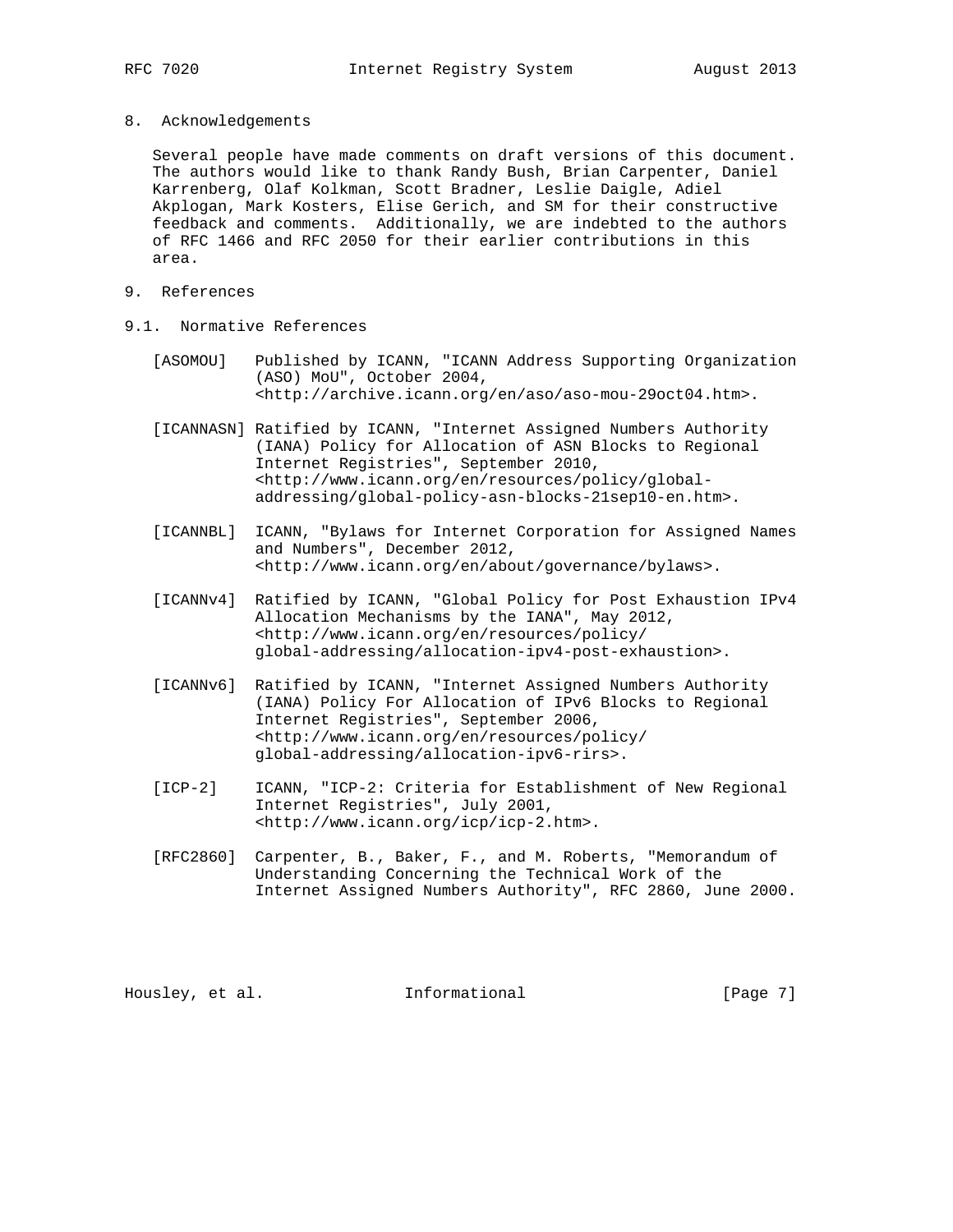## 8. Acknowledgements

Several people have made comments on draft versions of this document. The authors would like to thank Randy Bush, Brian Carpenter, Daniel Karrenberg, Olaf Kolkman, Scott Bradner, Leslie Daigle, Adiel Akplogan, Mark Kosters, Elise Gerich, and SM for their constructive feedback and comments. Additionally, we are indebted to the authors of RFC 1466 and RFC 2050 for their earlier contributions in this area.

## 9. References

### 9.1. Normative References

[ASOMOU] Published by ICANN, "ICANN Address Supporting Organization (ASO) MoU", October 2004, <http://archive.icann.org/en/aso/aso-mou-29oct04.htm>.

[ICANNASN] Ratified by ICANN, "Internet Assigned Numbers Authority (IANA) Policy for Allocation of ASN Blocks to Regional Internet Registries", September 2010, <http://www.icann.org/en/resources/policy/global-addressing/global-policy-asn-blocks-21sep10-en.htm>.

[ICANNBL] ICANN, "Bylaws for Internet Corporation for Assigned Names and Numbers", December 2012, <http://www.icann.org/en/about/governance/bylaws>.

[ICANNv4] Ratified by ICANN, "Global Policy for Post Exhaustion IPv4 Allocation Mechanisms by the IANA", May 2012, <http://www.icann.org/en/resources/policy/global-addressing/allocation-ipv4-post-exhaustion>.

[ICANNv6] Ratified by ICANN, "Internet Assigned Numbers Authority (IANA) Policy For Allocation of IPv6 Blocks to Regional Internet Registries", September 2006, <http://www.icann.org/en/resources/policy/global-addressing/allocation-ipv6-rirs>.

[ICP-2] ICANN, "ICP-2: Criteria for Establishment of New Regional Internet Registries", July 2001, <http://www.icann.org/icp/icp-2.htm>.

[RFC2860] Carpenter, B., Baker, F., and M. Roberts, "Memorandum of Understanding Concerning the Technical Work of the Internet Assigned Numbers Authority", RFC 2860, June 2000.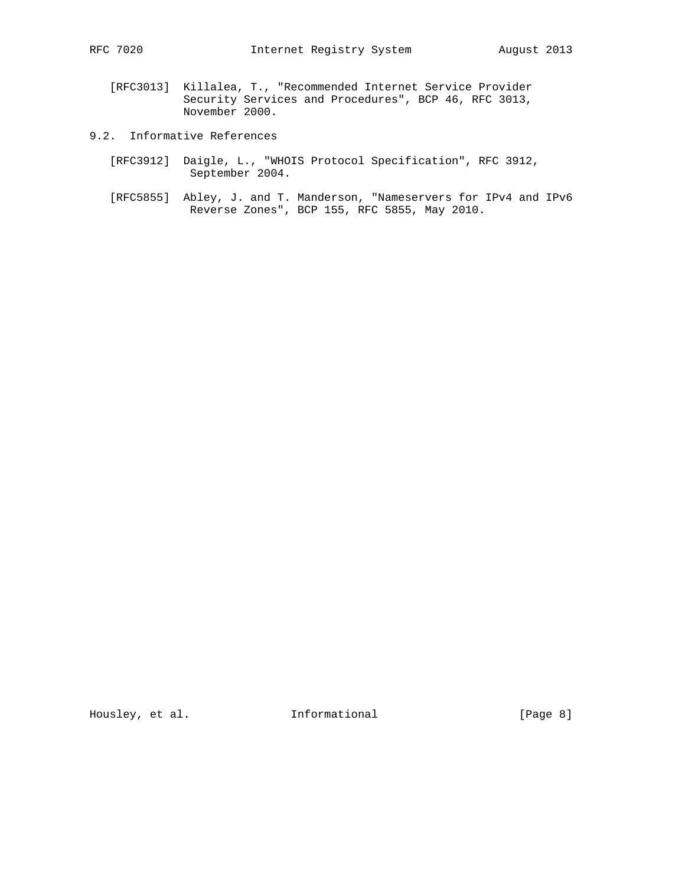[RFC3013] Killalea, T., "Recommended Internet Service Provider Security Services and Procedures", BCP 46, RFC 3013, November 2000.

### 9.2. Informative References

[RFC3912] Daigle, L., "WHOIS Protocol Specification", RFC 3912, September 2004.

[RFC5855] Abley, J. and T. Manderson, "Nameservers for IPv4 and IPv6 Reverse Zones", BCP 155, RFC 5855, May 2010.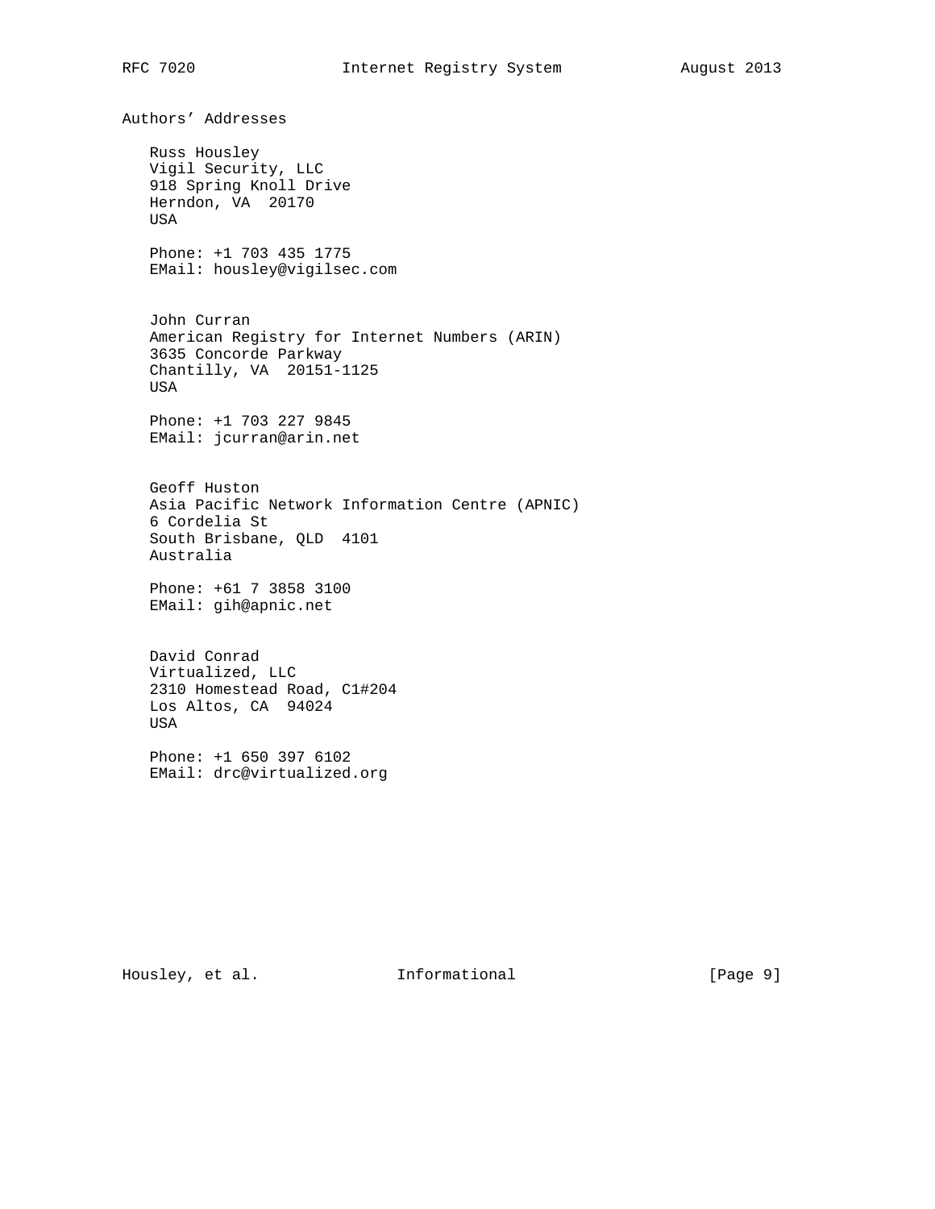## Authors' Addresses

Russ Housley
Vigil Security, LLC
918 Spring Knoll Drive
Herndon, VA 20170
USA

Phone: +1 703 435 1775
EMail: housley@vigilsec.com

John Curran
American Registry for Internet Numbers (ARIN)
3635 Concorde Parkway
Chantilly, VA 20151-1125
USA

Phone: +1 703 227 9845
EMail: jcurran@arin.net

Geoff Huston
Asia Pacific Network Information Centre (APNIC)
6 Cordelia St
South Brisbane, QLD 4101
Australia

Phone: +61 7 3858 3100
EMail: gih@apnic.net

David Conrad
Virtualized, LLC
2310 Homestead Road, C1#204
Los Altos, CA 94024
USA

Phone: +1 650 397 6102
EMail: drc@virtualized.org